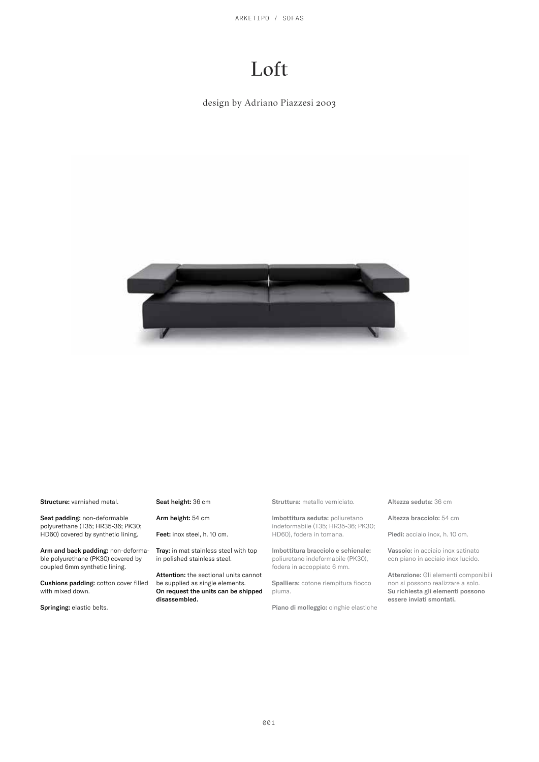# Loft

design by Adriano Piazzesi 2003

**Structure:** varnished metal.

**Seat padding:** non-deformable polyurethane (T35; HR35-36; PK30; HD60) covered by synthetic lining.

**Arm and back padding:** non-deformable polyurethane (PK30) covered by coupled 6mm synthetic lining.

**Cushions padding:** cotton cover filled with mixed down.

**Springing:** elastic belts.

**Seat height:** 36 cm

**Arm height:** 54 cm

**Feet:** inox steel, h. 10 cm.

**Tray:** in mat stainless steel with top in polished stainless steel.

**Attention:** the sectional units cannot be supplied as single elements.
**On request the units can be shipped disassembled.**

**Struttura:** metallo verniciato.

**Imbottitura seduta:** poliuretano indeformabile (T35; HR35-36; PK30; HD60), fodera in tomana.

**Imbottitura bracciolo e schienale:** poliuretano indeformabile (PK30), fodera in accoppiato 6 mm.

**Spalliera:** cotone riempitura fiocco piuma.

**Piano di molleggio:** cinghie elastiche

**Altezza seduta:** 36 cm

**Altezza bracciolo:** 54 cm

**Piedi:** acciaio inox, h. 10 cm.

**Vassoio:** in acciaio inox satinato con piano in acciaio inox lucido.

**Attenzione:** Gli elementi componibili non si possono realizzare a solo.
**Su richiesta gli elementi possono essere inviati smontati.**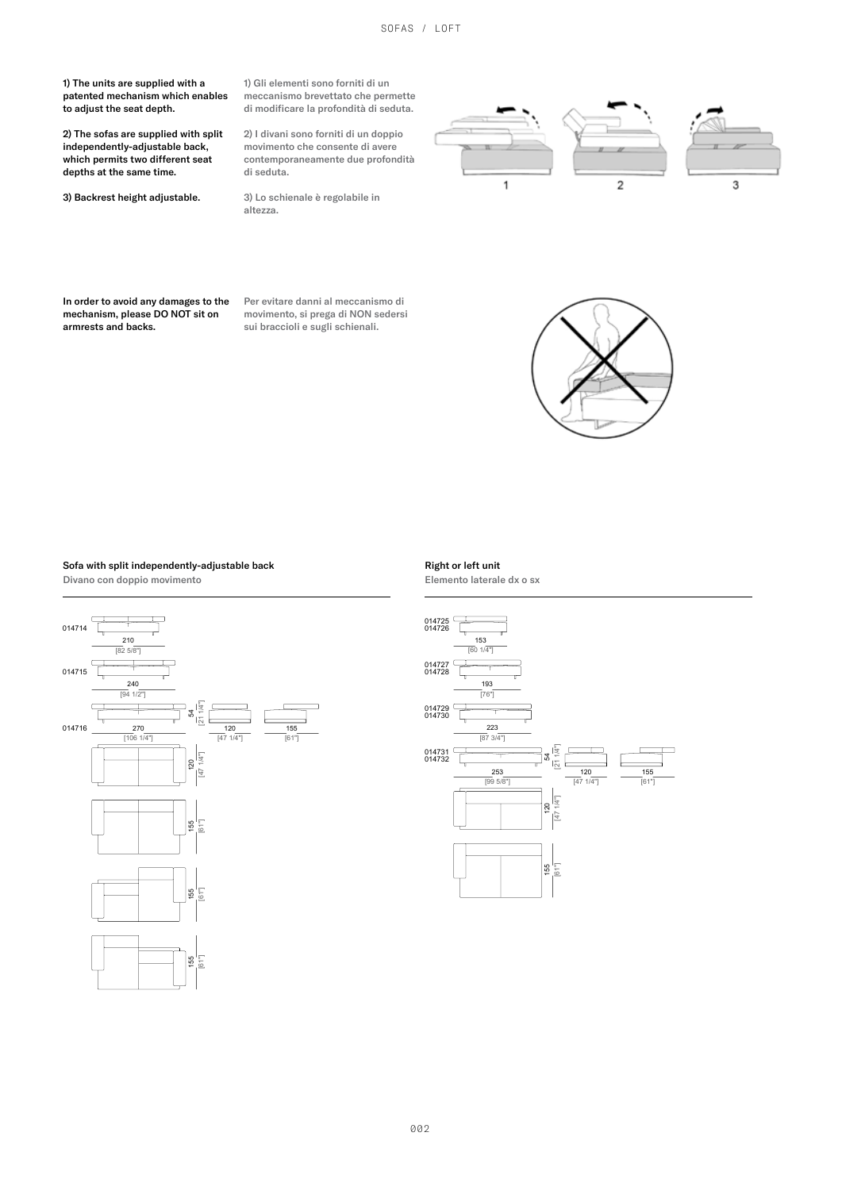1) The units are supplied with a patented mechanism which enables to adjust the seat depth.

2) The sofas are supplied with split independently-adjustable back, which permits two different seat depths at the same time.

3) Backrest height adjustable.

1) Gli elementi sono forniti di un meccanismo brevettato che permette di modificare la profondità di seduta.

2) I divani sono forniti di un doppio movimento che consente di avere contemporaneamente due profondità di seduta.

3) Lo schienale è regolabile in altezza.

In order to avoid any damages to the mechanism, please DO NOT sit on armrests and backs.

Per evitare danni al meccanismo di movimento, si prega di NON sedersi sui braccioli e sugli schienali.

## Sofa with split independently-adjustable back

Divano con doppio movimento

014714 — 210 [82 5/8"]

014715 — 240 [94 1/2"]

014716 — 270 [106 1/4"]

Height: 54 [21 1/4"]; Depth: 120 [47 1/4"] – 155 [61"]

## Right or left unit

Elemento laterale dx o sx

014725 / 014726 — 153 [60 1/4"]

014727 / 014728 — 193 [76"]

014729 / 014730 — 223 [87 3/4"]

014731 / 014732 — 253 [99 5/8"]

Height: 54 [21 1/4"]; Depth: 120 [47 1/4"] – 155 [61"]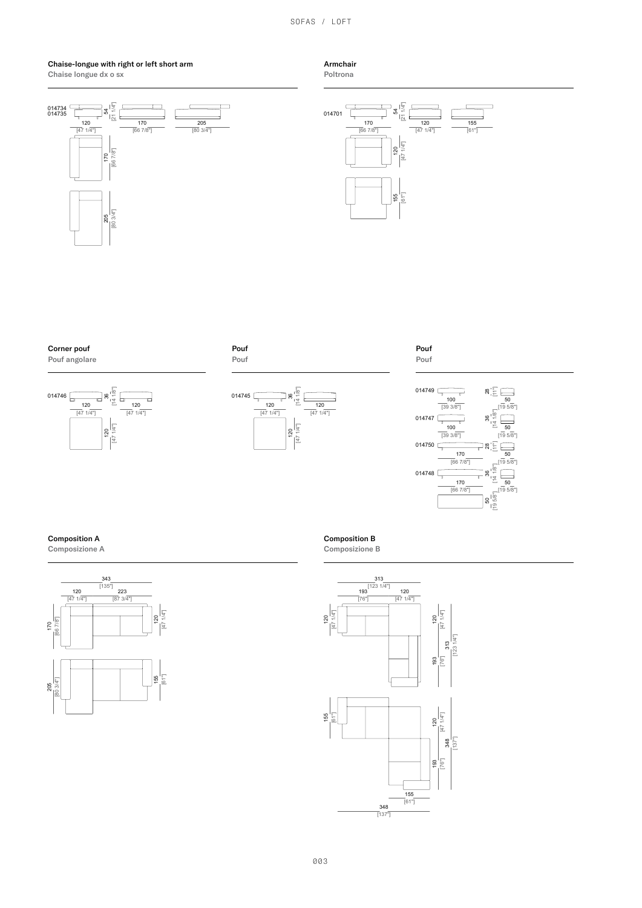## Chaise-longue with right or left short arm

Chaise longue dx o sx

014734
014735

54 [21 1/4"]

120 [47 1/4"]

170 [66 7/8"]

205 [80 3/4"]

170 [66 7/8"]

205 [80 3/4"]

## Armchair

Poltrona

014701

54 [21 1/4"]

170 [66 7/8"]

120 [47 1/4"]

155 [61"]

120 [47 1/4"]

155 [61"]

## Corner pouf

Pouf angolare

014746

36 [14 1/8"]

120 [47 1/4"]

120 [47 1/4"]

120 [47 1/4"]

## Pouf

Pouf

014745

36 [14 1/8"]

120 [47 1/4"]

120 [47 1/4"]

120 [47 1/4"]

## Pouf

Pouf

014749

28 [11"]

100 [39 3/8"]

50 [19 5/8"]

014747

36 [14 1/8"]

100 [39 3/8"]

50 [19 5/8"]

014750

28 [11"]

170 [66 7/8"]

50 [19 5/8"]

014748

36 [14 1/8"]

170 [66 7/8"]

50 [19 5/8"]

50 [19 5/8"]

## Composition A

Composizione A

343 [135"]

120 [47 1/4"]

223 [87 3/4"]

170 [66 7/8"]

120 [47 1/4"]

205 [80 3/4"]

155 [61"]

## Composition B

Composizione B

313 [123 1/4"]

193 [76"]

120 [47 1/4"]

120 [47 1/4"]

120 [47 1/4"]

193 [76"]

313 [123 1/4"]

155 [61"]

120 [47 1/4"]

348 [137"]

193 [76"]

155 [61"]

348 [137"]